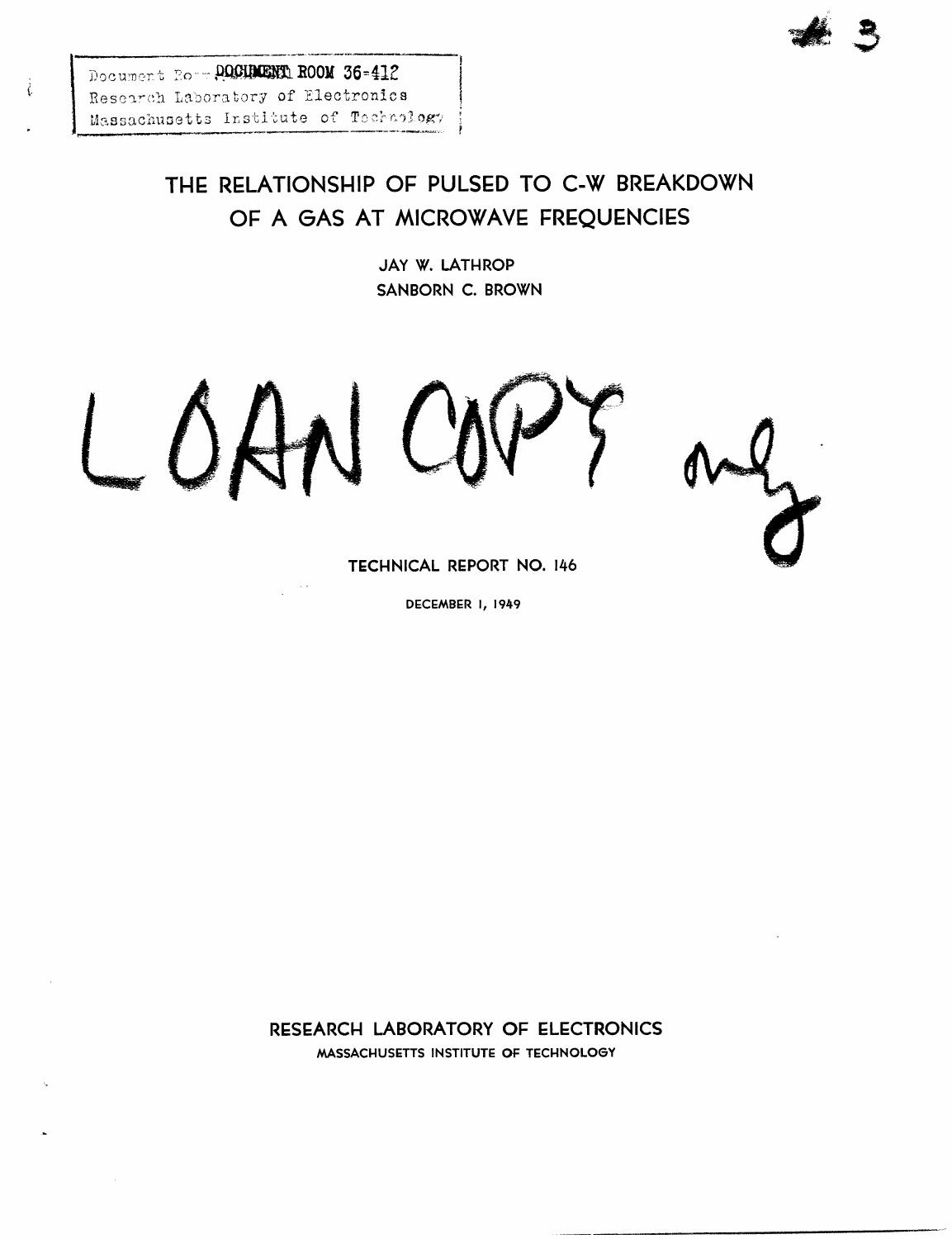Document Room, DOCUMENT ROOM 36-412
Research Laboratory of Electronics
Massachusetts Institute of Technology

# THE RELATIONSHIP OF PULSED TO C-W BREAKDOWN OF A GAS AT MICROWAVE FREQUENCIES

JAY W. LATHROP
SANBORN C. BROWN

LOAN COPY

TECHNICAL REPORT NO. 146

DECEMBER 1, 1949

RESEARCH LABORATORY OF ELECTRONICS
MASSACHUSETTS INSTITUTE OF TECHNOLOGY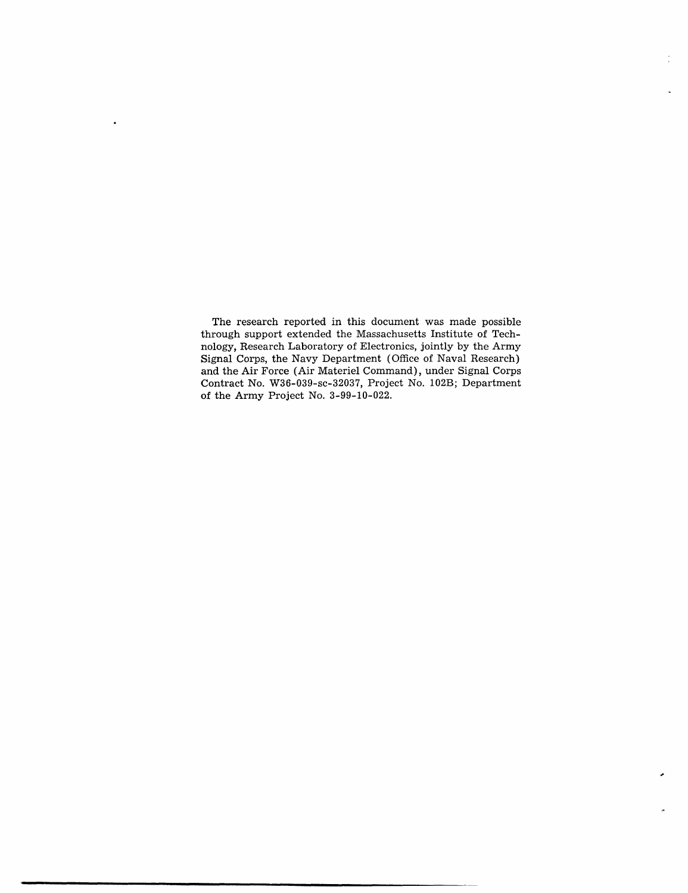The research reported in this document was made possible through support extended the Massachusetts Institute of Technology, Research Laboratory of Electronics, jointly by the Army Signal Corps, the Navy Department (Office of Naval Research) and the Air Force (Air Materiel Command), under Signal Corps Contract No. W36-039-sc-32037, Project No. 102B; Department of the Army Project No. 3-99-10-022.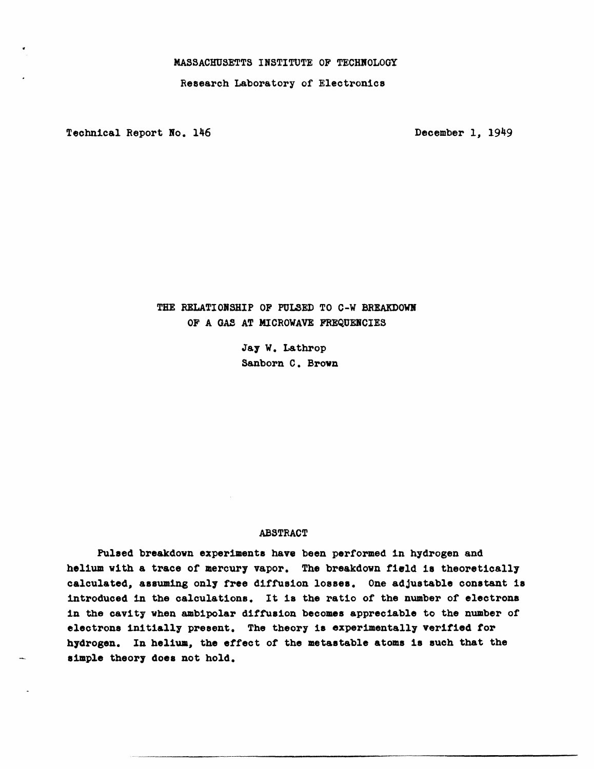MASSACHUSETTS INSTITUTE OF TECHNOLOGY

Research Laboratory of Electronics

Technical Report No. 146 December 1, 1949

# THE RELATIONSHIP OF PULSED TO C-W BREAKDOWN OF A GAS AT MICROWAVE FREQUENCIES

Jay W. Lathrop

Sanborn C. Brown

## ABSTRACT

Pulsed breakdown experiments have been performed in hydrogen and helium with a trace of mercury vapor. The breakdown field is theoretically calculated, assuming only free diffusion losses. One adjustable constant is introduced in the calculations. It is the ratio of the number of electrons in the cavity when ambipolar diffusion becomes appreciable to the number of electrons initially present. The theory is experimentally verified for hydrogen. In helium, the effect of the metastable atoms is such that the simple theory does not hold.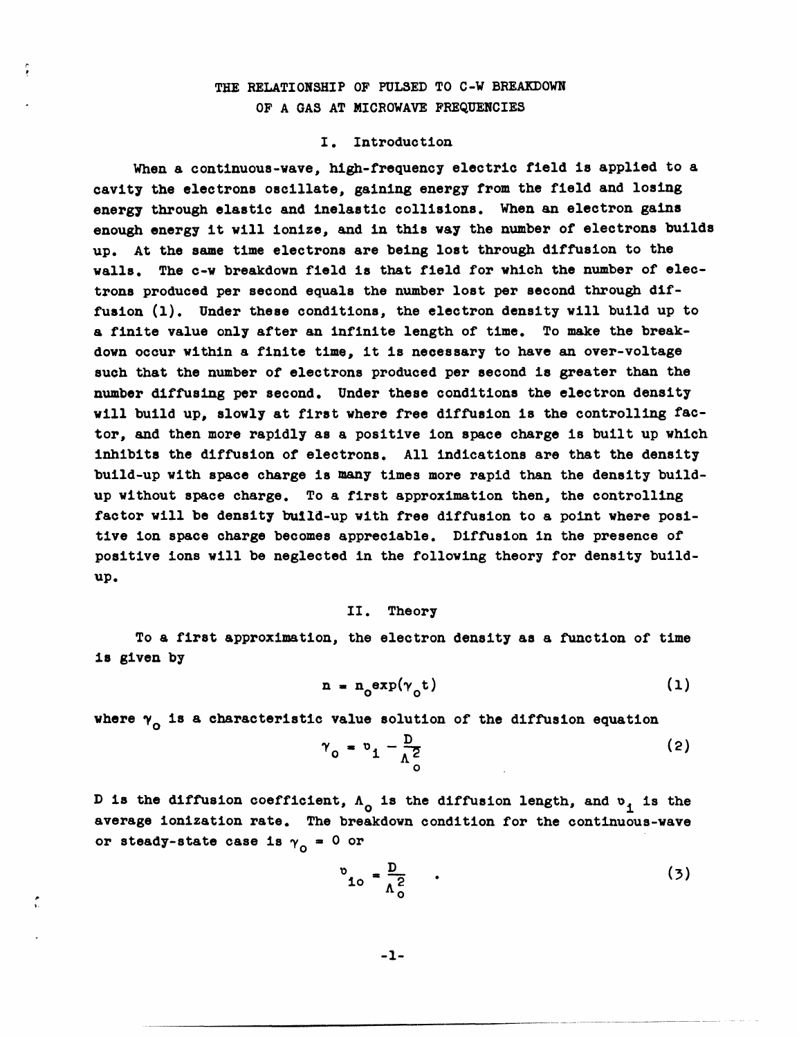# THE RELATIONSHIP OF PULSED TO C-W BREAKDOWN OF A GAS AT MICROWAVE FREQUENCIES

## I. Introduction

When a continuous-wave, high-frequency electric field is applied to a cavity the electrons oscillate, gaining energy from the field and losing energy through elastic and inelastic collisions. When an electron gains enough energy it will ionize, and in this way the number of electrons builds up. At the same time electrons are being lost through diffusion to the walls. The c-w breakdown field is that field for which the number of electrons produced per second equals the number lost per second through diffusion (1). Under these conditions, the electron density will build up to a finite value only after an infinite length of time. To make the breakdown occur within a finite time, it is necessary to have an over-voltage such that the number of electrons produced per second is greater than the number diffusing per second. Under these conditions the electron density will build up, slowly at first where free diffusion is the controlling factor, and then more rapidly as a positive ion space charge is built up which inhibits the diffusion of electrons. All indications are that the density build-up with space charge is many times more rapid than the density build-up without space charge. To a first approximation then, the controlling factor will be density build-up with free diffusion to a point where positive ion space charge becomes appreciable. Diffusion in the presence of positive ions will be neglected in the following theory for density build-up.

## II. Theory

To a first approximation, the electron density as a function of time is given by

$$n = n_o \exp(\gamma_o t) \tag{1}$$

where $\gamma_o$ is a characteristic value solution of the diffusion equation

$$\gamma_o = \nu_i - \frac{D}{\Lambda_o^2} \tag{2}$$

D is the diffusion coefficient, $\Lambda_o$ is the diffusion length, and $\nu_i$ is the average ionization rate. The breakdown condition for the continuous-wave or steady-state case is $\gamma_o = 0$ or

$$\nu_{io} = \frac{D}{\Lambda_o^2} \quad . \tag{3}$$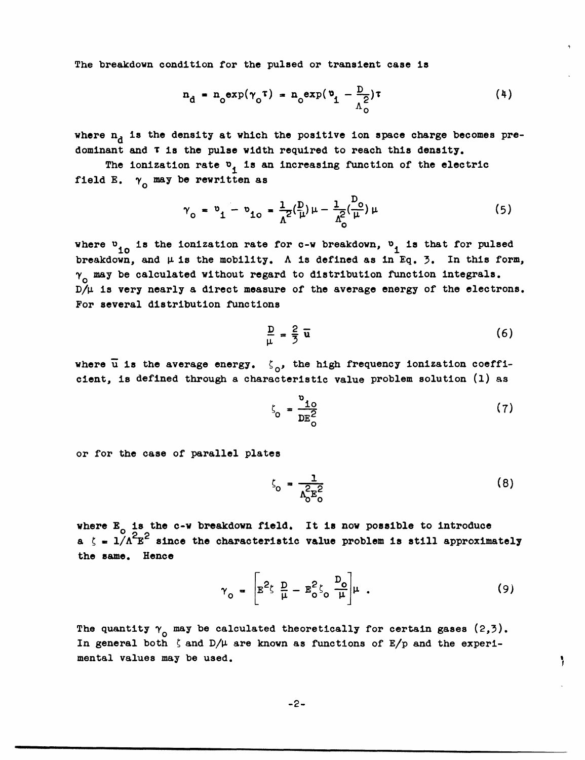The breakdown condition for the pulsed or transient case is

$$n_d = n_o \exp(\gamma_o \tau) = n_o \exp(\nu_1 - \frac{D}{\Lambda_o^2})\tau \tag{4}$$

where $n_d$ is the density at which the positive ion space charge becomes predominant and $\tau$ is the pulse width required to reach this density.

The ionization rate $\nu_1$ is an increasing function of the electric field E. $\gamma_o$ may be rewritten as

$$\gamma_o = \nu_1 - \nu_{1o} = \frac{1}{\Lambda^2}(\frac{D}{\mu})\mu - \frac{1}{\Lambda_o^2}(\frac{D_o}{\mu})\mu \tag{5}$$

where $\nu_{1o}$ is the ionization rate for c-w breakdown, $\nu_1$ is that for pulsed breakdown, and $\mu$ is the mobility. $\Lambda$ is defined as in Eq. 3. In this form, $\gamma_o$ may be calculated without regard to distribution function integrals. $D/\mu$ is very nearly a direct measure of the average energy of the electrons. For several distribution functions

$$\frac{D}{\mu} = \frac{2}{3}\bar{u} \tag{6}$$

where $\bar{u}$ is the average energy. $\zeta_o$, the high frequency ionization coefficient, is defined through a characteristic value problem solution (1) as

$$\zeta_o = \frac{\nu_{1o}}{DE_o^2} \tag{7}$$

or for the case of parallel plates

$$\zeta_o = \frac{1}{\Lambda_o^2 E_o^2} \tag{8}$$

where $E_o$ is the c-w breakdown field. It is now possible to introduce a $\zeta = 1/\Lambda^2 E^2$ since the characteristic value problem is still approximately the same. Hence

$$\gamma_o = \left[E^2 \zeta \frac{D}{\mu} - E_o^2 \zeta_o \frac{D_o}{\mu}\right]\mu \ . \tag{9}$$

The quantity $\gamma_o$ may be calculated theoretically for certain gases (2,3). In general both $\zeta$ and $D/\mu$ are known as functions of $E/p$ and the experimental values may be used.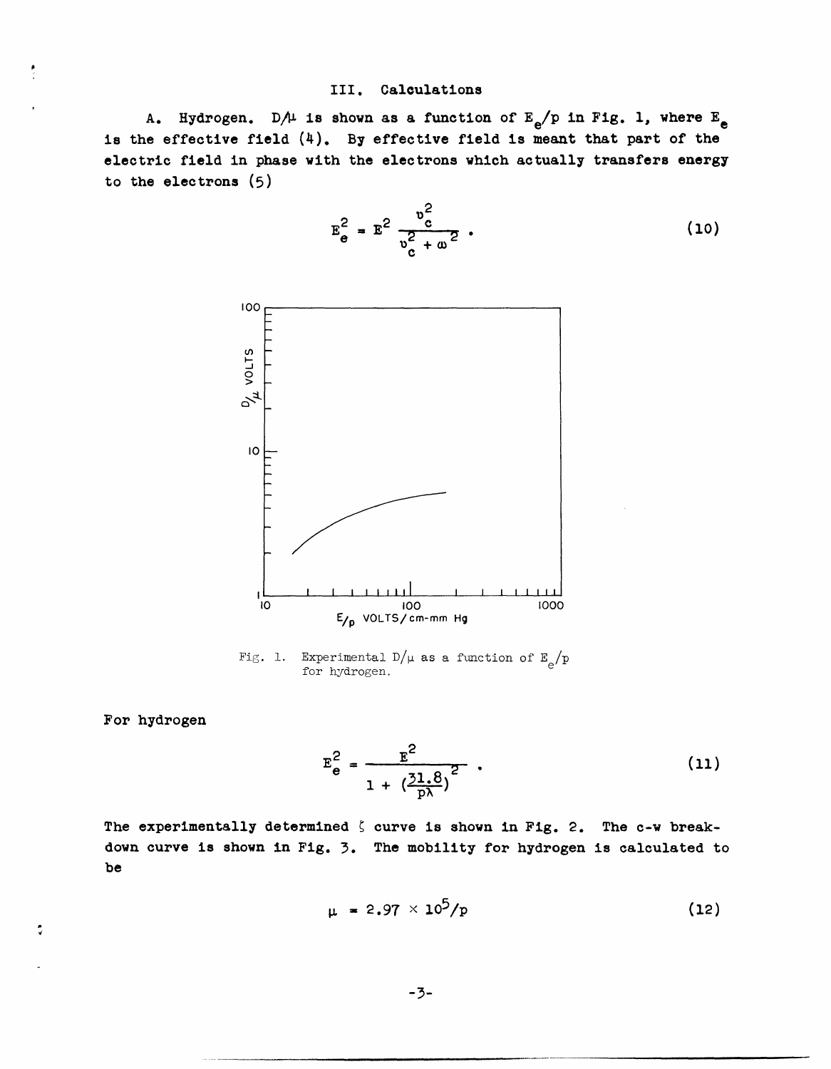## III. Calculations

A. Hydrogen. $D/\mu$ is shown as a function of $E_e/p$ in Fig. 1, where $E_e$ is the effective field (4). By effective field is meant that part of the electric field in phase with the electrons which actually transfers energy to the electrons (5)

$$E_e^2 = E^2 \frac{\upsilon_c^2}{\upsilon_c^2 + \omega^2} . \tag{10}$$

Fig. 1. Experimental $D/\mu$ as a function of $E_e/p$ for hydrogen.

For hydrogen

$$E_e^2 = \frac{E^2}{1 + (\frac{31.8}{p\lambda})^2} . \tag{11}$$

The experimentally determined $\zeta$ curve is shown in Fig. 2. The c-w breakdown curve is shown in Fig. 3. The mobility for hydrogen is calculated to be

$$\mu = 2.97 \times 10^5/p \tag{12}$$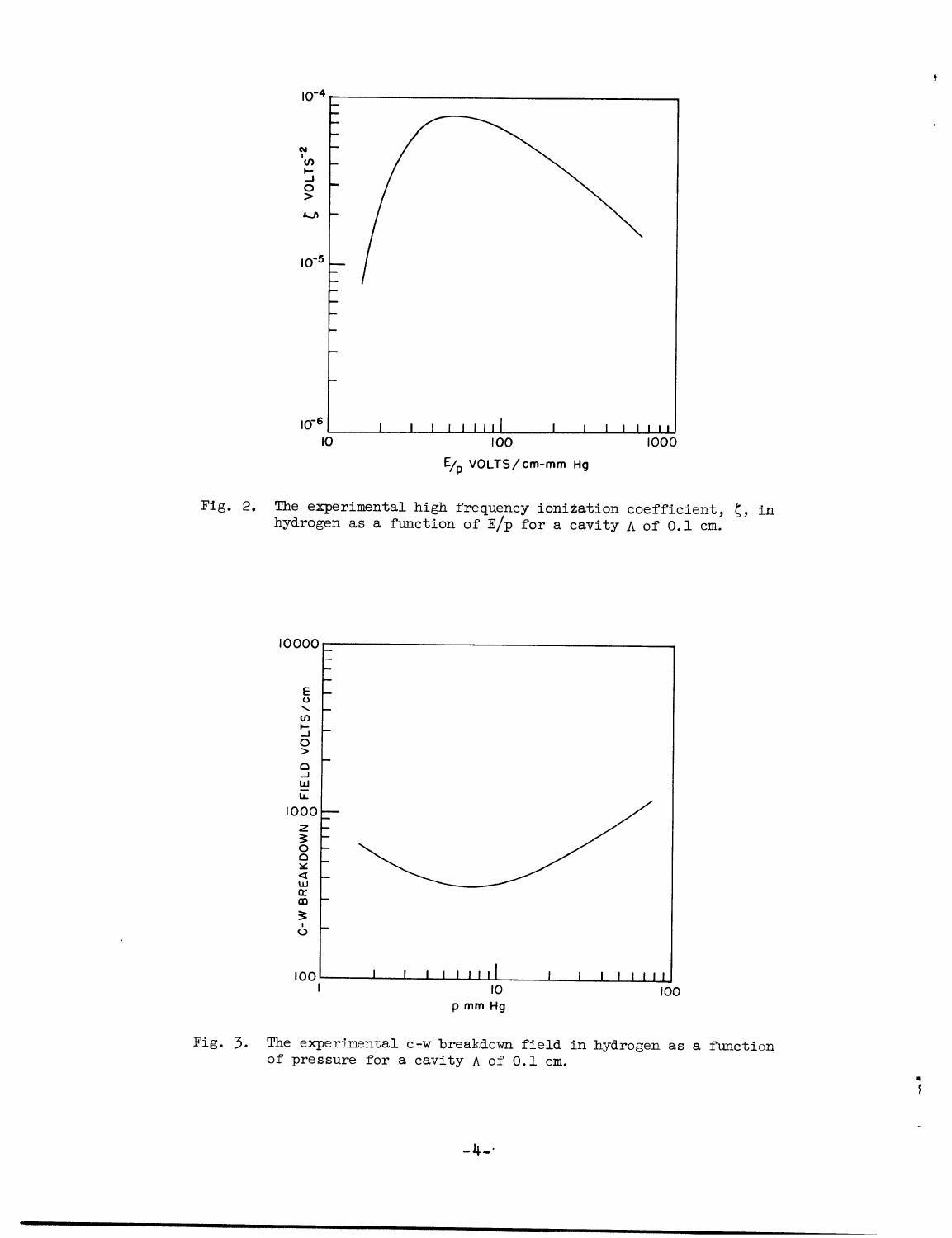Fig. 2. The experimental high frequency ionization coefficient, $\zeta$, in hydrogen as a function of $E/p$ for a cavity $\Lambda$ of 0.1 cm.

Fig. 3. The experimental c-w breakdown field in hydrogen as a function of pressure for a cavity $\Lambda$ of 0.1 cm.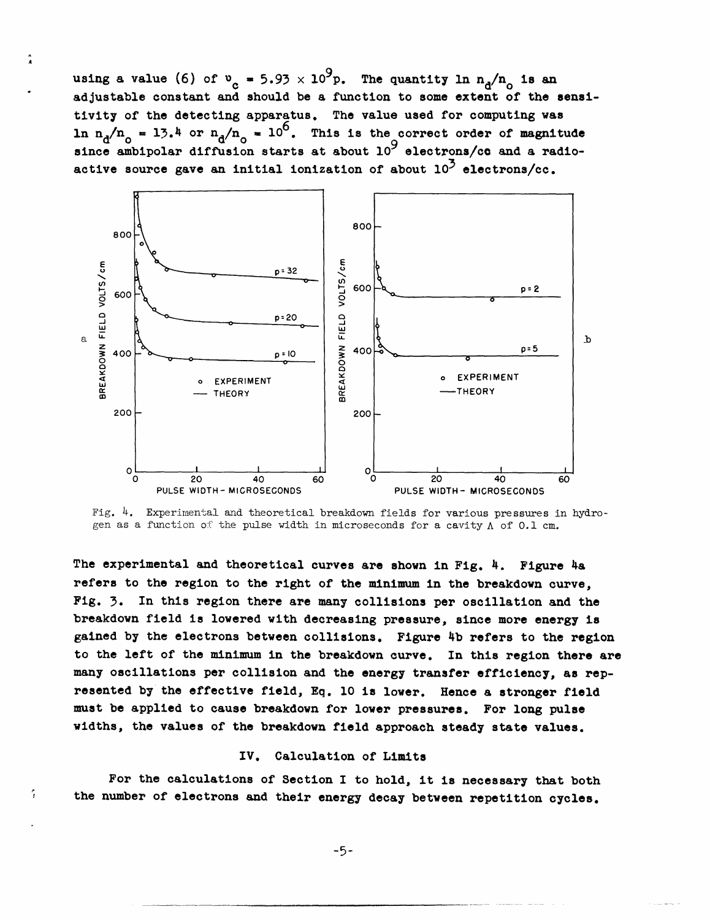using a value (6) of $\nu_c = 5.93 \times 10^9 p$. The quantity $\ln n_d/n_o$ is an adjustable constant and should be a function to some extent of the sensitivity of the detecting apparatus. The value used for computing was $\ln n_d/n_o = 13.4$ or $n_d/n_o = 10^6$. This is the correct order of magnitude since ambipolar diffusion starts at about $10^9$ electrons/cc and a radioactive source gave an initial ionization of about $10^3$ electrons/cc.

Fig. 4. Experimental and theoretical breakdown fields for various pressures in hydrogen as a function of the pulse width in microseconds for a cavity $\Lambda$ of 0.1 cm.

The experimental and theoretical curves are shown in Fig. 4. Figure 4a refers to the region to the right of the minimum in the breakdown curve, Fig. 3. In this region there are many collisions per oscillation and the breakdown field is lowered with decreasing pressure, since more energy is gained by the electrons between collisions. Figure 4b refers to the region to the left of the minimum in the breakdown curve. In this region there are many oscillations per collision and the energy transfer efficiency, as represented by the effective field, Eq. 10 is lower. Hence a stronger field must be applied to cause breakdown for lower pressures. For long pulse widths, the values of the breakdown field approach steady state values.

## IV. Calculation of Limits

For the calculations of Section I to hold, it is necessary that both the number of electrons and their energy decay between repetition cycles.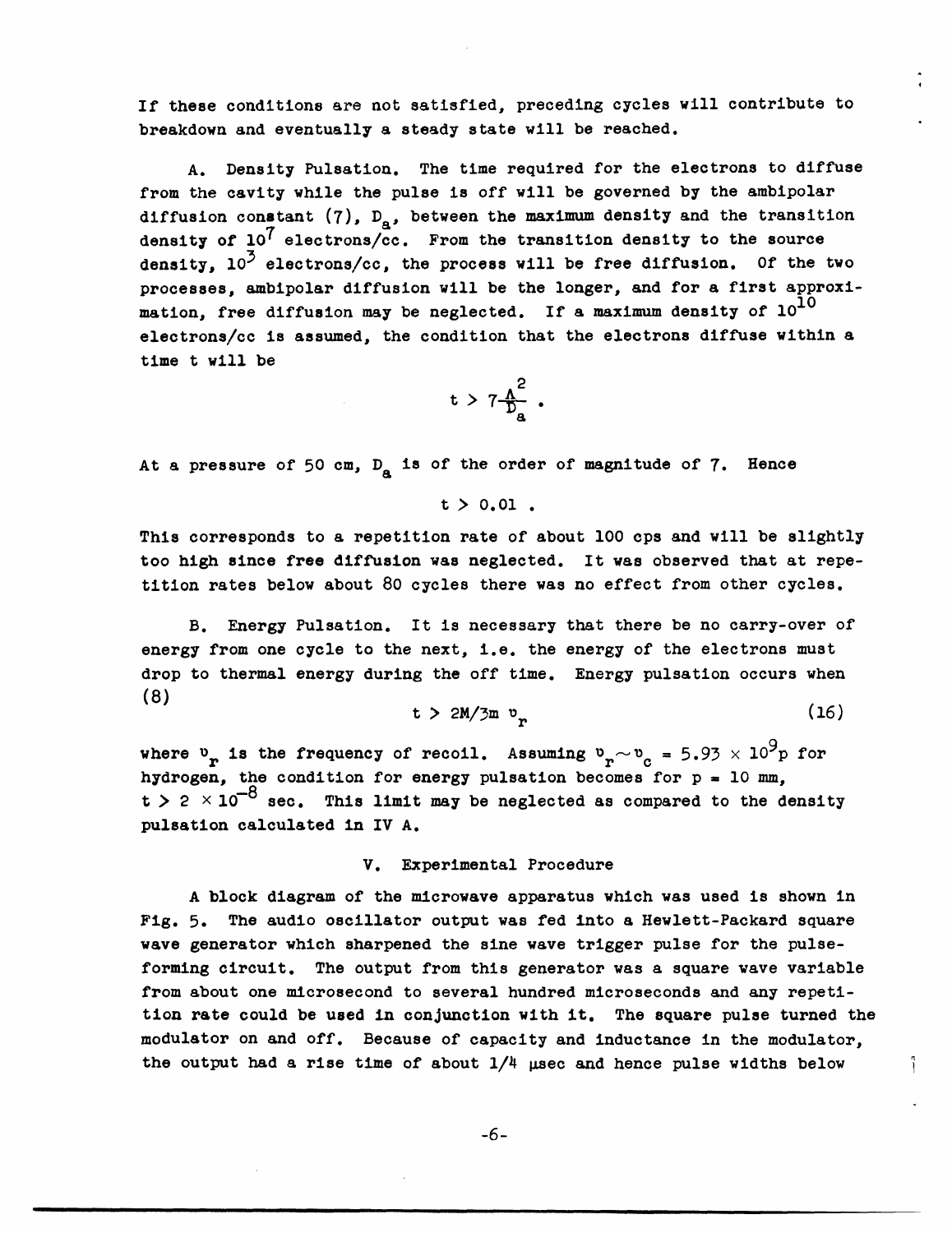If these conditions are not satisfied, preceding cycles will contribute to breakdown and eventually a steady state will be reached.

A. Density Pulsation. The time required for the electrons to diffuse from the cavity while the pulse is off will be governed by the ambipolar diffusion constant (7), $D_a$, between the maximum density and the transition density of $10^7$ electrons/cc. From the transition density to the source density, $10^3$ electrons/cc, the process will be free diffusion. Of the two processes, ambipolar diffusion will be the longer, and for a first approximation, free diffusion may be neglected. If a maximum density of $10^{10}$ electrons/cc is assumed, the condition that the electrons diffuse within a time t will be

$$t > 7\frac{\Lambda^2}{D_a} .$$

At a pressure of 50 cm, $D_a$ is of the order of magnitude of 7. Hence

$$t > 0.01 .$$

This corresponds to a repetition rate of about 100 cps and will be slightly too high since free diffusion was neglected. It was observed that at repetition rates below about 80 cycles there was no effect from other cycles.

B. Energy Pulsation. It is necessary that there be no carry-over of energy from one cycle to the next, i.e. the energy of the electrons must drop to thermal energy during the off time. Energy pulsation occurs when (8)

$$t > 2M/3m \, \nu_r \tag{16}$$

where $\nu_r$ is the frequency of recoil. Assuming $\nu_r \sim \nu_c = 5.93 \times 10^9 p$ for hydrogen, the condition for energy pulsation becomes for p = 10 mm, $t > 2 \times 10^{-8}$ sec. This limit may be neglected as compared to the density pulsation calculated in IV A.

## V. Experimental Procedure

A block diagram of the microwave apparatus which was used is shown in Fig. 5. The audio oscillator output was fed into a Hewlett-Packard square wave generator which sharpened the sine wave trigger pulse for the pulse-forming circuit. The output from this generator was a square wave variable from about one microsecond to several hundred microseconds and any repetition rate could be used in conjunction with it. The square pulse turned the modulator on and off. Because of capacity and inductance in the modulator, the output had a rise time of about 1/4 μsec and hence pulse widths below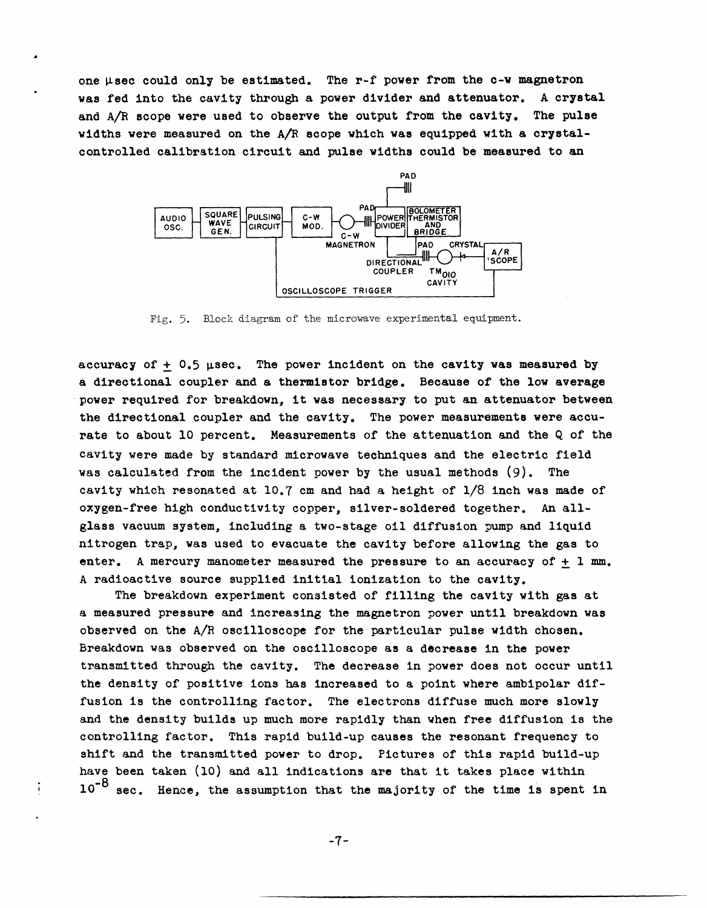one μsec could only be estimated. The r-f power from the c-w magnetron was fed into the cavity through a power divider and attenuator. A crystal and A/R scope were used to observe the output from the cavity. The pulse widths were measured on the A/R scope which was equipped with a crystal-controlled calibration circuit and pulse widths could be measured to an

Fig. 5. Block diagram of the microwave experimental equipment.

accuracy of ± 0.5 μsec. The power incident on the cavity was measured by a directional coupler and a thermistor bridge. Because of the low average power required for breakdown, it was necessary to put an attenuator between the directional coupler and the cavity. The power measurements were accurate to about 10 percent. Measurements of the attenuation and the Q of the cavity were made by standard microwave techniques and the electric field was calculated from the incident power by the usual methods (9). The cavity which resonated at 10.7 cm and had a height of 1/8 inch was made of oxygen-free high conductivity copper, silver-soldered together. An all-glass vacuum system, including a two-stage oil diffusion pump and liquid nitrogen trap, was used to evacuate the cavity before allowing the gas to enter. A mercury manometer measured the pressure to an accuracy of ± 1 mm. A radioactive source supplied initial ionization to the cavity.

The breakdown experiment consisted of filling the cavity with gas at a measured pressure and increasing the magnetron power until breakdown was observed on the A/R oscilloscope for the particular pulse width chosen. Breakdown was observed on the oscilloscope as a decrease in the power transmitted through the cavity. The decrease in power does not occur until the density of positive ions has increased to a point where ambipolar diffusion is the controlling factor. The electrons diffuse much more slowly and the density builds up much more rapidly than when free diffusion is the controlling factor. This rapid build-up causes the resonant frequency to shift and the transmitted power to drop. Pictures of this rapid build-up have been taken (10) and all indications are that it takes place within $10^{-8}$ sec. Hence, the assumption that the majority of the time is spent in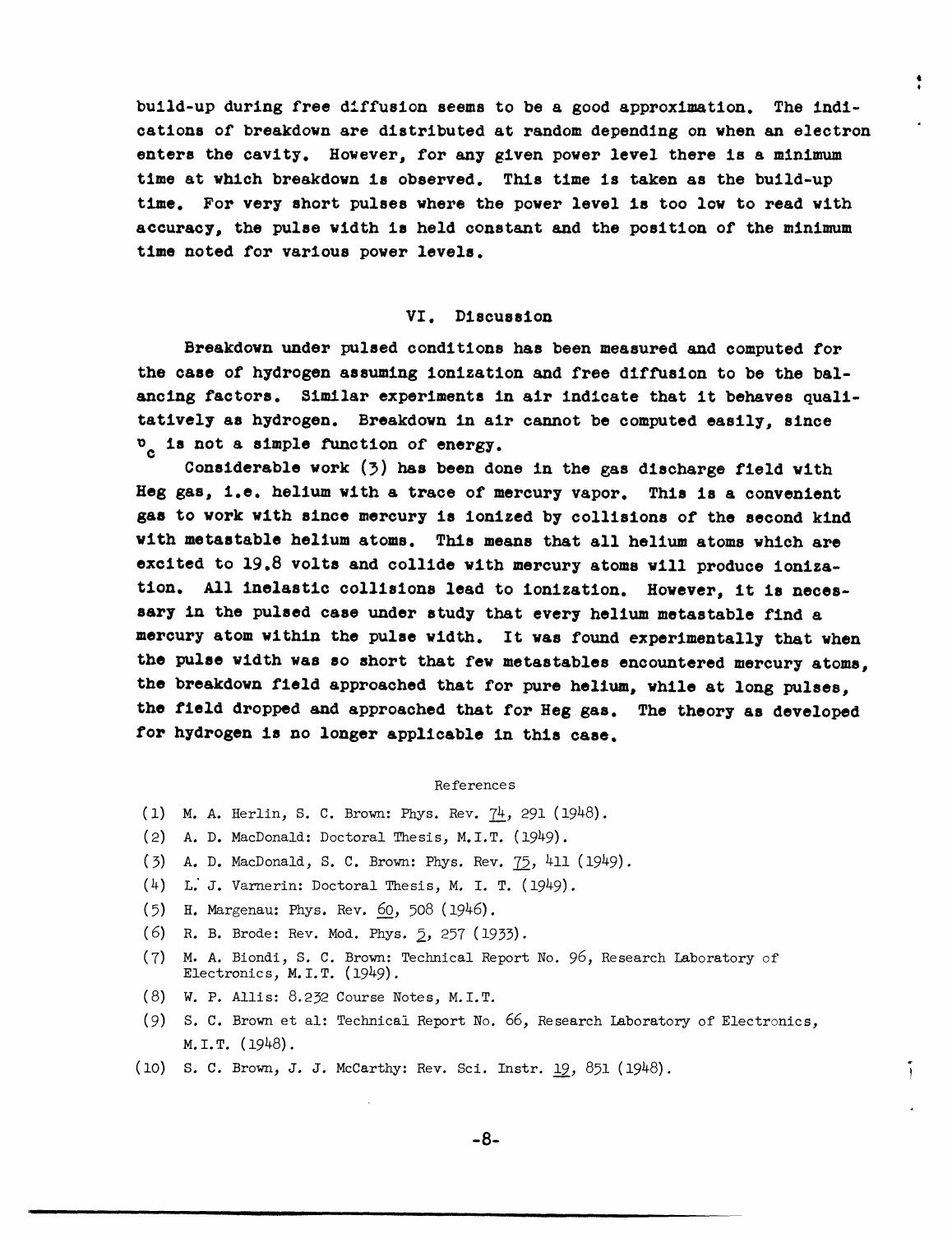build-up during free diffusion seems to be a good approximation. The indications of breakdown are distributed at random depending on when an electron enters the cavity. However, for any given power level there is a minimum time at which breakdown is observed. This time is taken as the build-up time. For very short pulses where the power level is too low to read with accuracy, the pulse width is held constant and the position of the minimum time noted for various power levels.

## VI. Discussion

Breakdown under pulsed conditions has been measured and computed for the case of hydrogen assuming ionization and free diffusion to be the balancing factors. Similar experiments in air indicate that it behaves qualitatively as hydrogen. Breakdown in air cannot be computed easily, since $\nu_c$ is not a simple function of energy.

Considerable work (3) has been done in the gas discharge field with Heg gas, i.e. helium with a trace of mercury vapor. This is a convenient gas to work with since mercury is ionized by collisions of the second kind with metastable helium atoms. This means that all helium atoms which are excited to 19.8 volts and collide with mercury atoms will produce ionization. All inelastic collisions lead to ionization. However, it is necessary in the pulsed case under study that every helium metastable find a mercury atom within the pulse width. It was found experimentally that when the pulse width was so short that few metastables encountered mercury atoms, the breakdown field approached that for pure helium, while at long pulses, the field dropped and approached that for Heg gas. The theory as developed for hydrogen is no longer applicable in this case.

### References

(1) M. A. Herlin, S. C. Brown: Phys. Rev. 74, 291 (1948).

(2) A. D. MacDonald: Doctoral Thesis, M.I.T. (1949).

(3) A. D. MacDonald, S. C. Brown: Phys. Rev. 75, 411 (1949).

(4) L. J. Varnerin: Doctoral Thesis, M. I. T. (1949).

(5) H. Margenau: Phys. Rev. 60, 508 (1946).

(6) R. B. Brode: Rev. Mod. Phys. 5, 257 (1933).

(7) M. A. Biondi, S. C. Brown: Technical Report No. 96, Research Laboratory of Electronics, M.I.T. (1949).

(8) W. P. Allis: 8.232 Course Notes, M.I.T.

(9) S. C. Brown et al: Technical Report No. 66, Research Laboratory of Electronics, M.I.T. (1948).

(10) S. C. Brown, J. J. McCarthy: Rev. Sci. Instr. 19, 851 (1948).